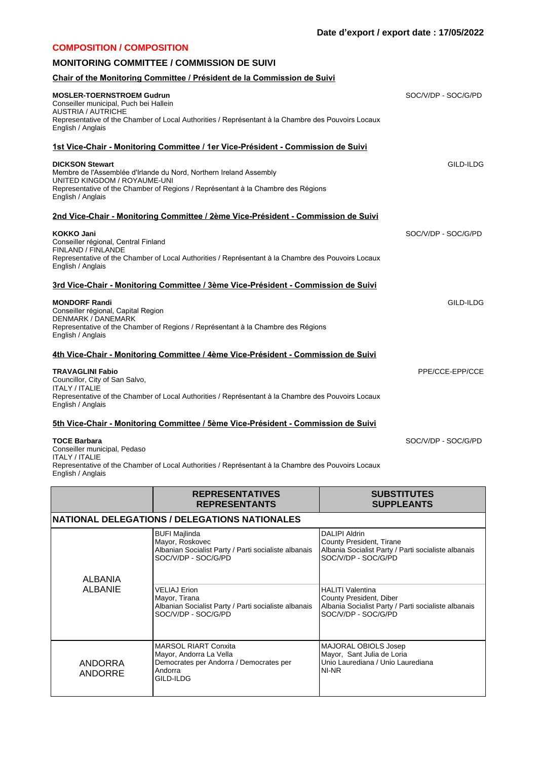Date d'export / export date : 17/05/2022

## COMPOSITION / COMPOSITION

### MONITORING COMMITTEE / COMMISSION DE SUIVI

#### Chair of the Monitoring Committee / Président de la Commission de Suivi

**MOSLER-TOERNSTROEM Gudrun** — SOC/V/DP - SOC/G/PD
Conseiller municipal, Puch bei Hallein
AUSTRIA / AUTRICHE
Representative of the Chamber of Local Authorities / Représentant à la Chambre des Pouvoirs Locaux
English / Anglais

#### 1st Vice-Chair - Monitoring Committee / 1er Vice-Président - Commission de Suivi

**DICKSON Stewart** — GILD-ILDG
Membre de l'Assemblée d'Irlande du Nord, Northern Ireland Assembly
UNITED KINGDOM / ROYAUME-UNI
Representative of the Chamber of Regions / Représentant à la Chambre des Régions
English / Anglais

#### 2nd Vice-Chair - Monitoring Committee / 2ème Vice-Président - Commission de Suivi

**KOKKO Jani** — SOC/V/DP - SOC/G/PD
Conseiller régional, Central Finland
FINLAND / FINLANDE
Representative of the Chamber of Local Authorities / Représentant à la Chambre des Pouvoirs Locaux
English / Anglais

#### 3rd Vice-Chair - Monitoring Committee / 3ème Vice-Président - Commission de Suivi

**MONDORF Randi** — GILD-ILDG
Conseiller régional, Capital Region
DENMARK / DANEMARK
Representative of the Chamber of Regions / Représentant à la Chambre des Régions
English / Anglais

#### 4th Vice-Chair - Monitoring Committee / 4ème Vice-Président - Commission de Suivi

**TRAVAGLINI Fabio** — PPE/CCE-EPP/CCE
Councillor, City of San Salvo,
ITALY / ITALIE
Representative of the Chamber of Local Authorities / Représentant à la Chambre des Pouvoirs Locaux
English / Anglais

#### 5th Vice-Chair - Monitoring Committee / 5ème Vice-Président - Commission de Suivi

**TOCE Barbara** — SOC/V/DP - SOC/G/PD
Conseiller municipal, Pedaso
ITALY / ITALIE
Representative of the Chamber of Local Authorities / Représentant à la Chambre des Pouvoirs Locaux
English / Anglais

| | REPRESENTATIVES REPRESENTANTS | SUBSTITUTES SUPPLEANTS |
|---|---|---|
| **NATIONAL DELEGATIONS / DELEGATIONS NATIONALES** | | |
| ALBANIA ALBANIE | BUFI Majlinda<br>Mayor, Roskovec<br>Albanian Socialist Party / Parti socialiste albanais<br>SOC/V/DP - SOC/G/PD | DALIPI Aldrin<br>County President, Tirane<br>Albania Socialist Party / Parti socialiste albanais<br>SOC/V/DP - SOC/G/PD |
| | VELIAJ Erion<br>Mayor, Tirana<br>Albanian Socialist Party / Parti socialiste albanais<br>SOC/V/DP - SOC/G/PD | HALITI Valentina<br>County President, Diber<br>Albania Socialist Party / Parti socialiste albanais<br>SOC/V/DP - SOC/G/PD |
| ANDORRA ANDORRE | MARSOL RIART Conxita<br>Mayor, Andorra La Vella<br>Democrates per Andorra / Democrates per Andorra<br>GILD-ILDG | MAJORAL OBIOLS Josep<br>Mayor, Sant Julia de Loria<br>Unio Laurediana / Unio Laurediana<br>NI-NR |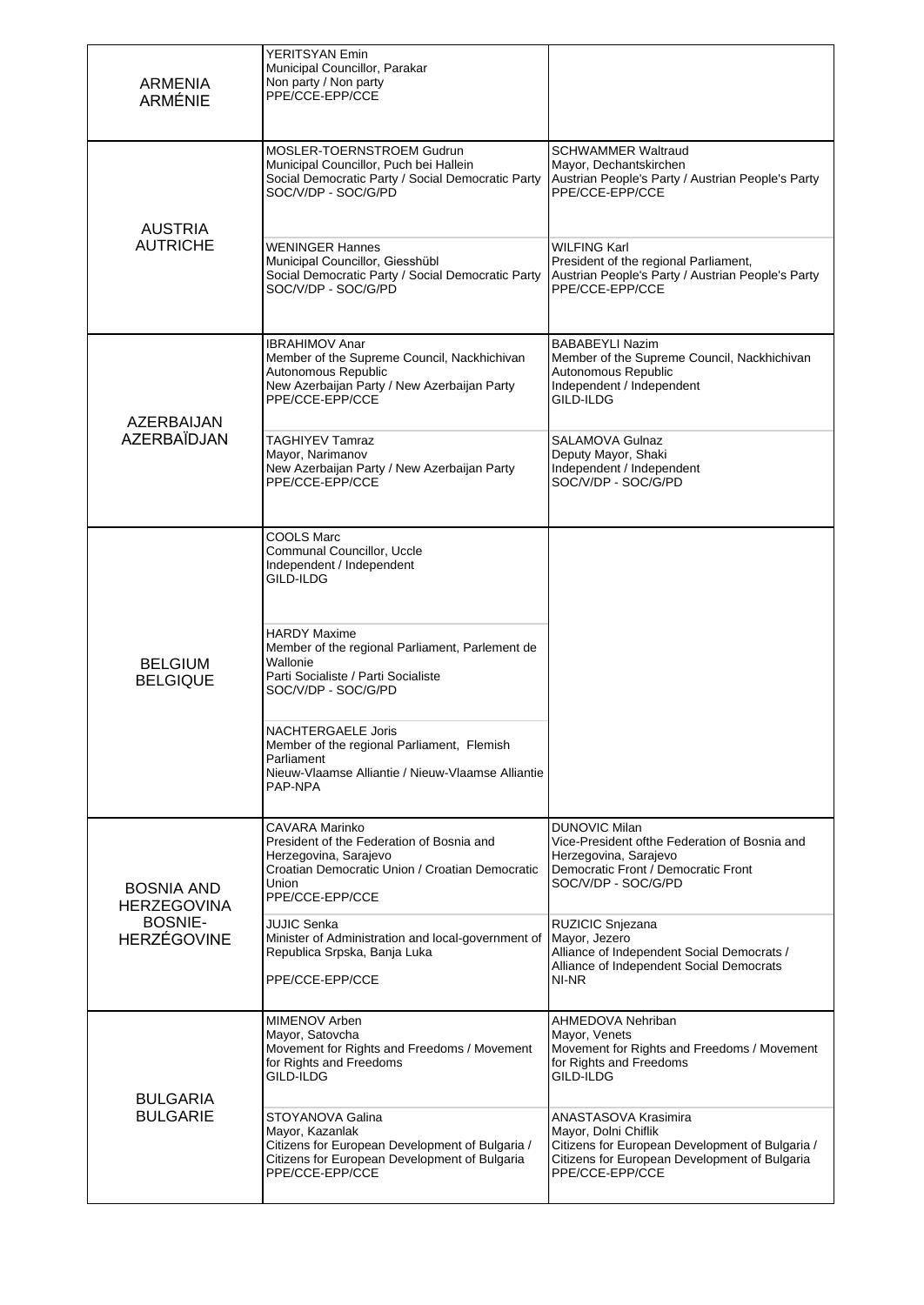| | | |
|---|---|---|
| ARMENIA<br>ARMÉNIE | YERITSYAN Emin<br>Municipal Councillor, Parakar<br>Non party / Non party<br>PPE/CCE-EPP/CCE | |
| AUSTRIA<br>AUTRICHE | MOSLER-TOERNSTROEM Gudrun<br>Municipal Councillor, Puch bei Hallein<br>Social Democratic Party / Social Democratic Party<br>SOC/V/DP - SOC/G/PD | SCHWAMMER Waltraud<br>Mayor, Dechantskirchen<br>Austrian People's Party / Austrian People's Party<br>PPE/CCE-EPP/CCE |
| | WENINGER Hannes<br>Municipal Councillor, Giesshübl<br>Social Democratic Party / Social Democratic Party<br>SOC/V/DP - SOC/G/PD | WILFING Karl<br>President of the regional Parliament,<br>Austrian People's Party / Austrian People's Party<br>PPE/CCE-EPP/CCE |
| AZERBAIJAN<br>AZERBAÏDJAN | IBRAHIMOV Anar<br>Member of the Supreme Council, Nackhichivan Autonomous Republic<br>New Azerbaijan Party / New Azerbaijan Party<br>PPE/CCE-EPP/CCE | BABABEYLI Nazim<br>Member of the Supreme Council, Nackhichivan Autonomous Republic<br>Independent / Independent<br>GILD-ILDG |
| | TAGHIYEV Tamraz<br>Mayor, Narimanov<br>New Azerbaijan Party / New Azerbaijan Party<br>PPE/CCE-EPP/CCE | SALAMOVA Gulnaz<br>Deputy Mayor, Shaki<br>Independent / Independent<br>SOC/V/DP - SOC/G/PD |
| BELGIUM<br>BELGIQUE | COOLS Marc<br>Communal Councillor, Uccle<br>Independent / Independent<br>GILD-ILDG | |
| | HARDY Maxime<br>Member of the regional Parliament, Parlement de Wallonie<br>Parti Socialiste / Parti Socialiste<br>SOC/V/DP - SOC/G/PD | |
| | NACHTERGAELE Joris<br>Member of the regional Parliament, Flemish Parliament<br>Nieuw-Vlaamse Alliantie / Nieuw-Vlaamse Alliantie<br>PAP-NPA | |
| BOSNIA AND HERZEGOVINA<br>BOSNIE-HERZÉGOVINE | CAVARA Marinko<br>President of the Federation of Bosnia and Herzegovina, Sarajevo<br>Croatian Democratic Union / Croatian Democratic Union<br>PPE/CCE-EPP/CCE | DUNOVIC Milan<br>Vice-President ofthe Federation of Bosnia and Herzegovina, Sarajevo<br>Democratic Front / Democratic Front<br>SOC/V/DP - SOC/G/PD |
| | JUJIC Senka<br>Minister of Administration and local-government of Republica Srpska, Banja Luka<br>PPE/CCE-EPP/CCE | RUZICIC Snjezana<br>Mayor, Jezero<br>Alliance of Independent Social Democrats / Alliance of Independent Social Democrats<br>NI-NR |
| BULGARIA<br>BULGARIE | MIMENOV Arben<br>Mayor, Satovcha<br>Movement for Rights and Freedoms / Movement for Rights and Freedoms<br>GILD-ILDG | AHMEDOVA Nehriban<br>Mayor, Venets<br>Movement for Rights and Freedoms / Movement for Rights and Freedoms<br>GILD-ILDG |
| | STOYANOVA Galina<br>Mayor, Kazanlak<br>Citizens for European Development of Bulgaria / Citizens for European Development of Bulgaria<br>PPE/CCE-EPP/CCE | ANASTASOVA Krasimira<br>Mayor, Dolni Chiflik<br>Citizens for European Development of Bulgaria / Citizens for European Development of Bulgaria<br>PPE/CCE-EPP/CCE |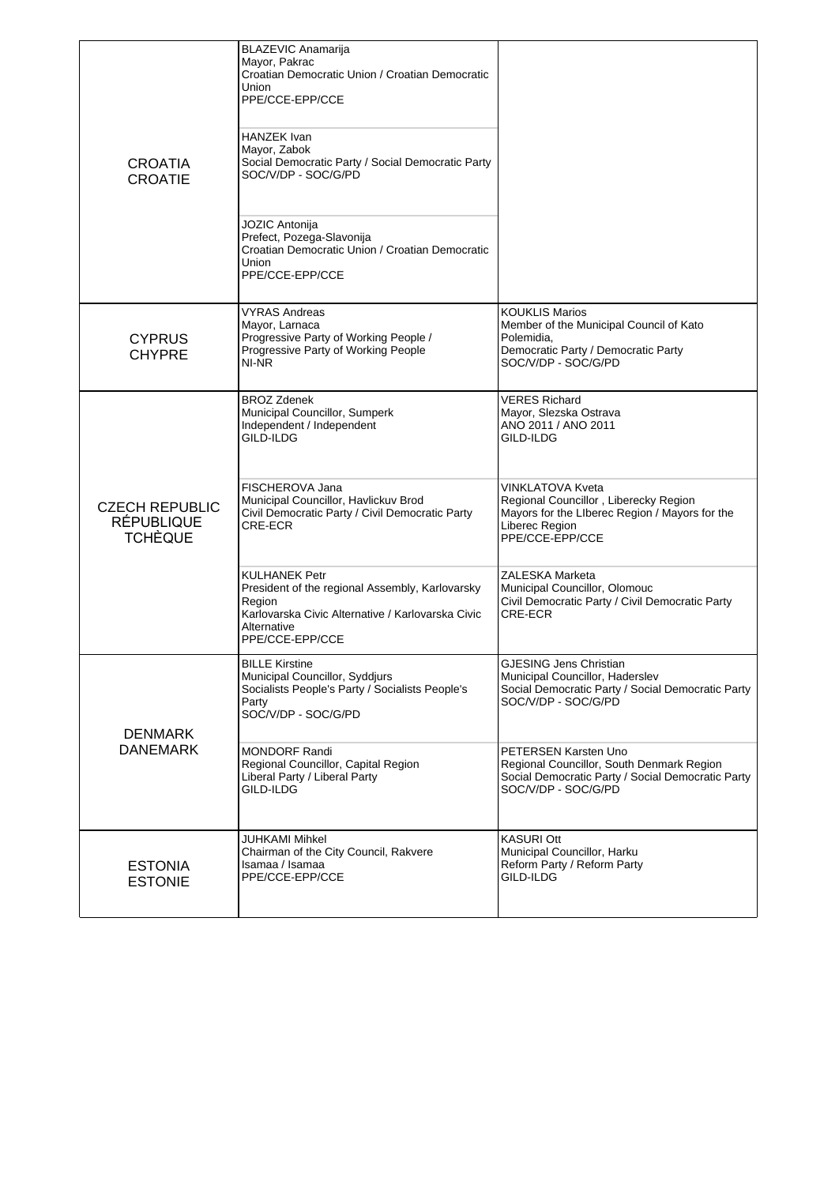| | | |
|---|---|---|
| CROATIA<br>CROATIE | BLAZEVIC Anamarija<br>Mayor, Pakrac<br>Croatian Democratic Union / Croatian Democratic Union<br>PPE/CCE-EPP/CCE | |
| | HANZEK Ivan<br>Mayor, Zabok<br>Social Democratic Party / Social Democratic Party<br>SOC/V/DP - SOC/G/PD | |
| | JOZIC Antonija<br>Prefect, Pozega-Slavonija<br>Croatian Democratic Union / Croatian Democratic Union<br>PPE/CCE-EPP/CCE | |
| CYPRUS<br>CHYPRE | VYRAS Andreas<br>Mayor, Larnaca<br>Progressive Party of Working People / Progressive Party of Working People<br>NI-NR | KOUKLIS Marios<br>Member of the Municipal Council of Kato Polemidia,<br>Democratic Party / Democratic Party<br>SOC/V/DP - SOC/G/PD |
| CZECH REPUBLIC<br>RÉPUBLIQUE TCHÈQUE | BROZ Zdenek<br>Municipal Councillor, Sumperk<br>Independent / Independent<br>GILD-ILDG | VERES Richard<br>Mayor, Slezska Ostrava<br>ANO 2011 / ANO 2011<br>GILD-ILDG |
| | FISCHEROVA Jana<br>Municipal Councillor, Havlickuv Brod<br>Civil Democratic Party / Civil Democratic Party<br>CRE-ECR | VINKLATOVA Kveta<br>Regional Councillor , Liberecky Region<br>Mayors for the LIberec Region / Mayors for the Liberec Region<br>PPE/CCE-EPP/CCE |
| | KULHANEK Petr<br>President of the regional Assembly, Karlovarsky Region<br>Karlovarska Civic Alternative / Karlovarska Civic Alternative<br>PPE/CCE-EPP/CCE | ZALESKA Marketa<br>Municipal Councillor, Olomouc<br>Civil Democratic Party / Civil Democratic Party<br>CRE-ECR |
| DENMARK<br>DANEMARK | BILLE Kirstine<br>Municipal Councillor, Syddjurs<br>Socialists People's Party / Socialists People's Party<br>SOC/V/DP - SOC/G/PD | GJESING Jens Christian<br>Municipal Councillor, Haderslev<br>Social Democratic Party / Social Democratic Party<br>SOC/V/DP - SOC/G/PD |
| | MONDORF Randi<br>Regional Councillor, Capital Region<br>Liberal Party / Liberal Party<br>GILD-ILDG | PETERSEN Karsten Uno<br>Regional Councillor, South Denmark Region<br>Social Democratic Party / Social Democratic Party<br>SOC/V/DP - SOC/G/PD |
| ESTONIA<br>ESTONIE | JUHKAMI Mihkel<br>Chairman of the City Council, Rakvere<br>Isamaa / Isamaa<br>PPE/CCE-EPP/CCE | KASURI Ott<br>Municipal Councillor, Harku<br>Reform Party / Reform Party<br>GILD-ILDG |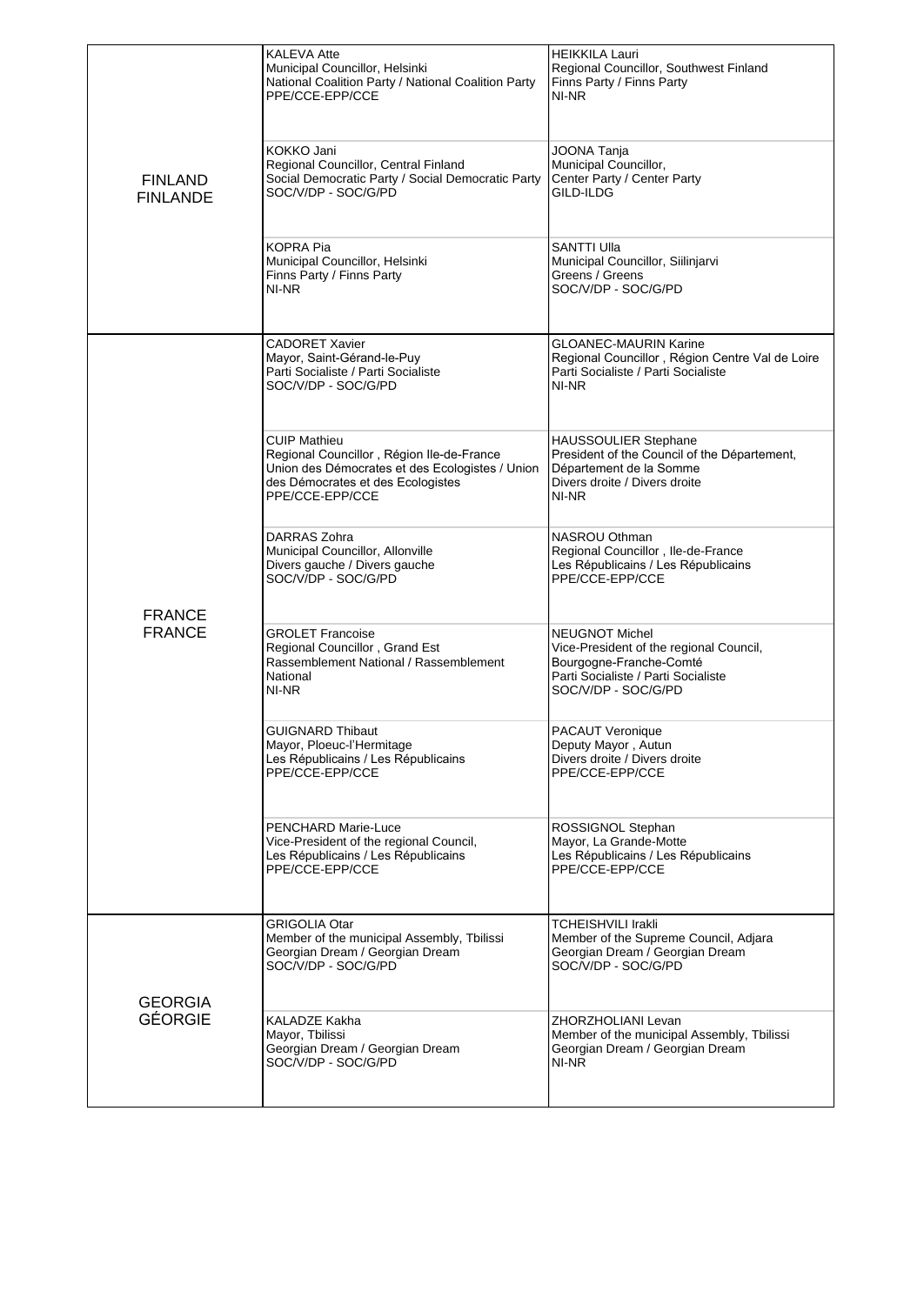| | | |
|---|---|---|
| FINLAND<br>FINLANDE | KALEVA Atte<br>Municipal Councillor, Helsinki<br>National Coalition Party / National Coalition Party<br>PPE/CCE-EPP/CCE | HEIKKILA Lauri<br>Regional Councillor, Southwest Finland<br>Finns Party / Finns Party<br>NI-NR |
| | KOKKO Jani<br>Regional Councillor, Central Finland<br>Social Democratic Party / Social Democratic Party<br>SOC/V/DP - SOC/G/PD | JOONA Tanja<br>Municipal Councillor,<br>Center Party / Center Party<br>GILD-ILDG |
| | KOPRA Pia<br>Municipal Councillor, Helsinki<br>Finns Party / Finns Party<br>NI-NR | SANTTI Ulla<br>Municipal Councillor, Siilinjarvi<br>Greens / Greens<br>SOC/V/DP - SOC/G/PD |
| FRANCE<br>FRANCE | CADORET Xavier<br>Mayor, Saint-Gérand-le-Puy<br>Parti Socialiste / Parti Socialiste<br>SOC/V/DP - SOC/G/PD | GLOANEC-MAURIN Karine<br>Regional Councillor , Région Centre Val de Loire<br>Parti Socialiste / Parti Socialiste<br>NI-NR |
| | CUIP Mathieu<br>Regional Councillor , Région Ile-de-France<br>Union des Démocrates et des Ecologistes / Union des Démocrates et des Ecologistes<br>PPE/CCE-EPP/CCE | HAUSSOULIER Stephane<br>President of the Council of the Département,<br>Département de la Somme<br>Divers droite / Divers droite<br>NI-NR |
| | DARRAS Zohra<br>Municipal Councillor, Allonville<br>Divers gauche / Divers gauche<br>SOC/V/DP - SOC/G/PD | NASROU Othman<br>Regional Councillor , Ile-de-France<br>Les Républicains / Les Républicains<br>PPE/CCE-EPP/CCE |
| | GROLET Francoise<br>Regional Councillor , Grand Est<br>Rassemblement National / Rassemblement National<br>NI-NR | NEUGNOT Michel<br>Vice-President of the regional Council,<br>Bourgogne-Franche-Comté<br>Parti Socialiste / Parti Socialiste<br>SOC/V/DP - SOC/G/PD |
| | GUIGNARD Thibaut<br>Mayor, Ploeuc-l'Hermitage<br>Les Républicains / Les Républicains<br>PPE/CCE-EPP/CCE | PACAUT Veronique<br>Deputy Mayor , Autun<br>Divers droite / Divers droite<br>PPE/CCE-EPP/CCE |
| | PENCHARD Marie-Luce<br>Vice-President of the regional Council,<br>Les Républicains / Les Républicains<br>PPE/CCE-EPP/CCE | ROSSIGNOL Stephan<br>Mayor, La Grande-Motte<br>Les Républicains / Les Républicains<br>PPE/CCE-EPP/CCE |
| GEORGIA<br>GÉORGIE | GRIGOLIA Otar<br>Member of the municipal Assembly, Tbilissi<br>Georgian Dream / Georgian Dream<br>SOC/V/DP - SOC/G/PD | TCHEISHVILI Irakli<br>Member of the Supreme Council, Adjara<br>Georgian Dream / Georgian Dream<br>SOC/V/DP - SOC/G/PD |
| | KALADZE Kakha<br>Mayor, Tbilissi<br>Georgian Dream / Georgian Dream<br>SOC/V/DP - SOC/G/PD | ZHORZHOLIANI Levan<br>Member of the municipal Assembly, Tbilissi<br>Georgian Dream / Georgian Dream<br>NI-NR |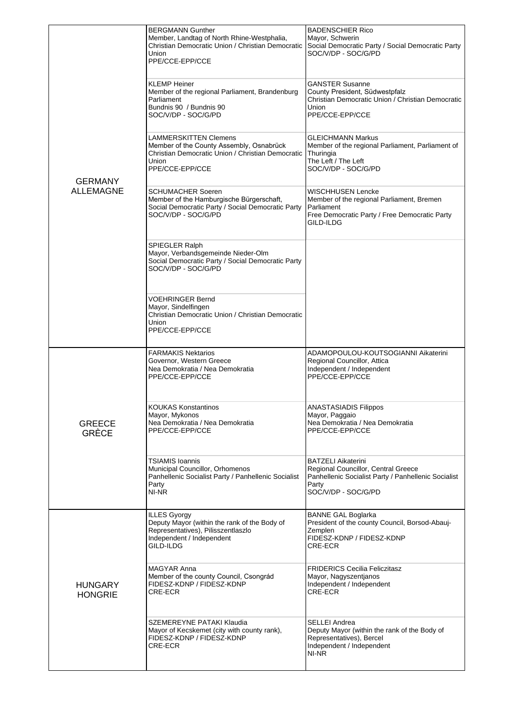| | | |
|---|---|---|
| GERMANY<br>ALLEMAGNE | BERGMANN Gunther<br>Member, Landtag of North Rhine-Westphalia,<br>Christian Democratic Union / Christian Democratic Union<br>PPE/CCE-EPP/CCE | BADENSCHIER Rico<br>Mayor, Schwerin<br>Social Democratic Party / Social Democratic Party<br>SOC/V/DP - SOC/G/PD |
| | KLEMP Heiner<br>Member of the regional Parliament, Brandenburg Parliament<br>Bundnis 90 / Bundnis 90<br>SOC/V/DP - SOC/G/PD | GANSTER Susanne<br>County President, Südwestpfalz<br>Christian Democratic Union / Christian Democratic Union<br>PPE/CCE-EPP/CCE |
| | LAMMERSKITTEN Clemens<br>Member of the County Assembly, Osnabrück<br>Christian Democratic Union / Christian Democratic Union<br>PPE/CCE-EPP/CCE | GLEICHMANN Markus<br>Member of the regional Parliament, Parliament of Thuringia<br>The Left / The Left<br>SOC/V/DP - SOC/G/PD |
| | SCHUMACHER Soeren<br>Member of the Hamburgische Bürgerschaft,<br>Social Democratic Party / Social Democratic Party<br>SOC/V/DP - SOC/G/PD | WISCHHUSEN Lencke<br>Member of the regional Parliament, Bremen Parliament<br>Free Democratic Party / Free Democratic Party<br>GILD-ILDG |
| | SPIEGLER Ralph<br>Mayor, Verbandsgemeinde Nieder-Olm<br>Social Democratic Party / Social Democratic Party<br>SOC/V/DP - SOC/G/PD | |
| | VOEHRINGER Bernd<br>Mayor, Sindelfingen<br>Christian Democratic Union / Christian Democratic Union<br>PPE/CCE-EPP/CCE | |
| GREECE<br>GRÈCE | FARMAKIS Nektarios<br>Governor, Western Greece<br>Nea Demokratia / Nea Demokratia<br>PPE/CCE-EPP/CCE | ADAMOPOULOU-KOUTSOGIANNI Aikaterini<br>Regional Councillor, Attica<br>Independent / Independent<br>PPE/CCE-EPP/CCE |
| | KOUKAS Konstantinos<br>Mayor, Mykonos<br>Nea Demokratia / Nea Demokratia<br>PPE/CCE-EPP/CCE | ANASTASIADIS Filippos<br>Mayor, Paggaio<br>Nea Demokratia / Nea Demokratia<br>PPE/CCE-EPP/CCE |
| | TSIAMIS Ioannis<br>Municipal Councillor, Orhomenos<br>Panhellenic Socialist Party / Panhellenic Socialist Party<br>NI-NR | BATZELI Aikaterini<br>Regional Councillor, Central Greece<br>Panhellenic Socialist Party / Panhellenic Socialist Party<br>SOC/V/DP - SOC/G/PD |
| HUNGARY<br>HONGRIE | ILLES Gyorgy<br>Deputy Mayor (within the rank of the Body of Representatives), Pilisszentlaszlo<br>Independent / Independent<br>GILD-ILDG | BANNE GAL Boglarka<br>President of the county Council, Borsod-Abauj-Zemplen<br>FIDESZ-KDNP / FIDESZ-KDNP<br>CRE-ECR |
| | MAGYAR Anna<br>Member of the county Council, Csongrád<br>FIDESZ-KDNP / FIDESZ-KDNP<br>CRE-ECR | FRIDERICS Cecilia Feliczitasz<br>Mayor, Nagyszentjanos<br>Independent / Independent<br>CRE-ECR |
| | SZEMEREYNE PATAKI Klaudia<br>Mayor of Kecskemet (city with county rank),<br>FIDESZ-KDNP / FIDESZ-KDNP<br>CRE-ECR | SELLEI Andrea<br>Deputy Mayor (within the rank of the Body of Representatives), Bercel<br>Independent / Independent<br>NI-NR |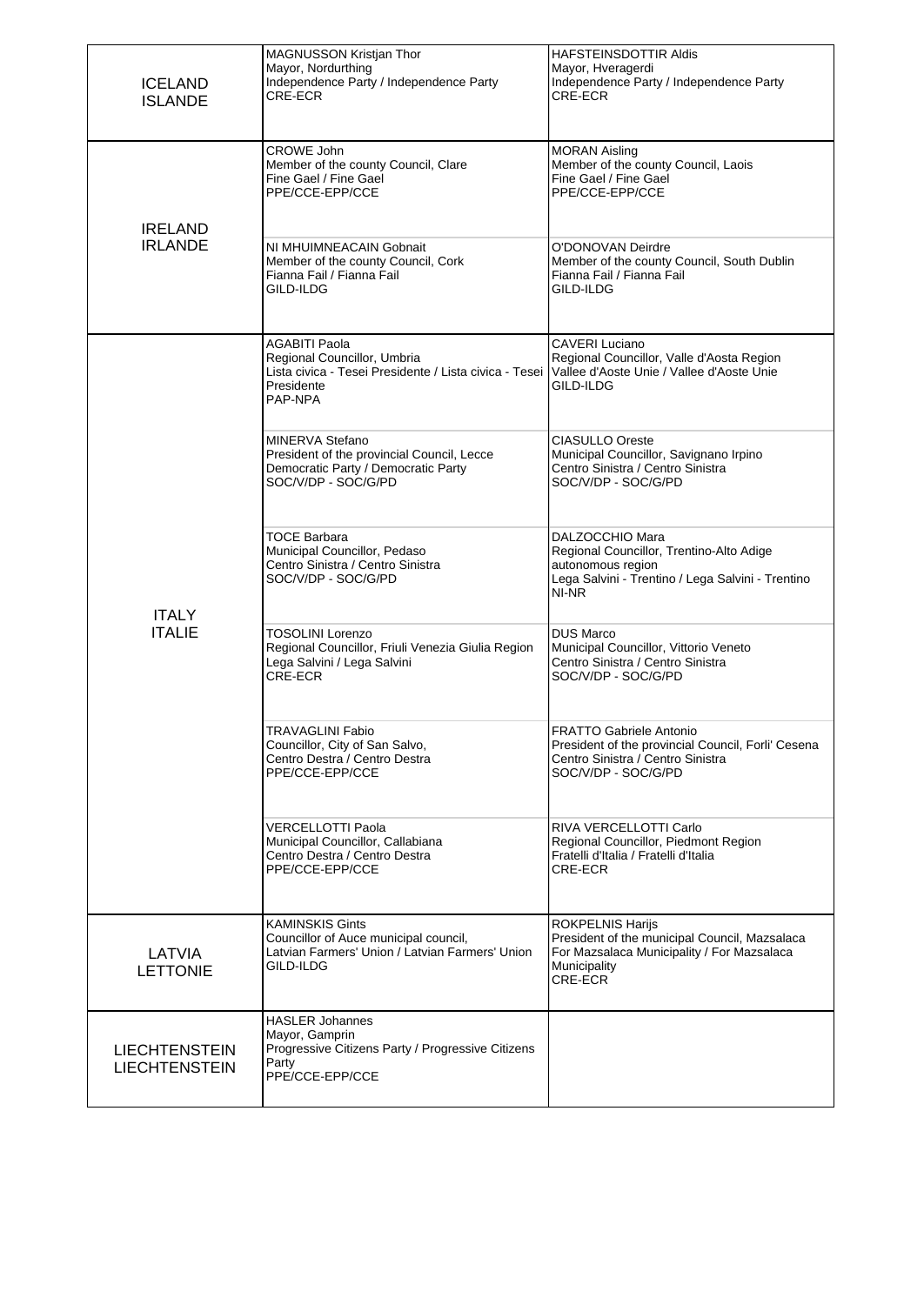| | | |
|---|---|---|
| ICELAND<br>ISLANDE | MAGNUSSON Kristjan Thor<br>Mayor, Nordurthing<br>Independence Party / Independence Party<br>CRE-ECR | HAFSTEINSDOTTIR Aldis<br>Mayor, Hveragerdi<br>Independence Party / Independence Party<br>CRE-ECR |
| IRELAND<br>IRLANDE | CROWE John<br>Member of the county Council, Clare<br>Fine Gael / Fine Gael<br>PPE/CCE-EPP/CCE | MORAN Aisling<br>Member of the county Council, Laois<br>Fine Gael / Fine Gael<br>PPE/CCE-EPP/CCE |
| | NI MHUIMNEACAIN Gobnait<br>Member of the county Council, Cork<br>Fianna Fail / Fianna Fail<br>GILD-ILDG | O'DONOVAN Deirdre<br>Member of the county Council, South Dublin<br>Fianna Fail / Fianna Fail<br>GILD-ILDG |
| ITALY<br>ITALIE | AGABITI Paola<br>Regional Councillor, Umbria<br>Lista civica - Tesei Presidente / Lista civica - Tesei Presidente<br>PAP-NPA | CAVERI Luciano<br>Regional Councillor, Valle d'Aosta Region<br>Vallee d'Aoste Unie / Vallee d'Aoste Unie<br>GILD-ILDG |
| | MINERVA Stefano<br>President of the provincial Council, Lecce<br>Democratic Party / Democratic Party<br>SOC/V/DP - SOC/G/PD | CIASULLO Oreste<br>Municipal Councillor, Savignano Irpino<br>Centro Sinistra / Centro Sinistra<br>SOC/V/DP - SOC/G/PD |
| | TOCE Barbara<br>Municipal Councillor, Pedaso<br>Centro Sinistra / Centro Sinistra<br>SOC/V/DP - SOC/G/PD | DALZOCCHIO Mara<br>Regional Councillor, Trentino-Alto Adige autonomous region<br>Lega Salvini - Trentino / Lega Salvini - Trentino<br>NI-NR |
| | TOSOLINI Lorenzo<br>Regional Councillor, Friuli Venezia Giulia Region<br>Lega Salvini / Lega Salvini<br>CRE-ECR | DUS Marco<br>Municipal Councillor, Vittorio Veneto<br>Centro Sinistra / Centro Sinistra<br>SOC/V/DP - SOC/G/PD |
| | TRAVAGLINI Fabio<br>Councillor, City of San Salvo,<br>Centro Destra / Centro Destra<br>PPE/CCE-EPP/CCE | FRATTO Gabriele Antonio<br>President of the provincial Council, Forli' Cesena<br>Centro Sinistra / Centro Sinistra<br>SOC/V/DP - SOC/G/PD |
| | VERCELLOTTI Paola<br>Municipal Councillor, Callabiana<br>Centro Destra / Centro Destra<br>PPE/CCE-EPP/CCE | RIVA VERCELLOTTI Carlo<br>Regional Councillor, Piedmont Region<br>Fratelli d'Italia / Fratelli d'Italia<br>CRE-ECR |
| LATVIA<br>LETTONIE | KAMINSKIS Gints<br>Councillor of Auce municipal council,<br>Latvian Farmers' Union / Latvian Farmers' Union<br>GILD-ILDG | ROKPELNIS Harijs<br>President of the municipal Council, Mazsalaca<br>For Mazsalaca Municipality / For Mazsalaca Municipality<br>CRE-ECR |
| LIECHTENSTEIN<br>LIECHTENSTEIN | HASLER Johannes<br>Mayor, Gamprin<br>Progressive Citizens Party / Progressive Citizens Party<br>PPE/CCE-EPP/CCE | |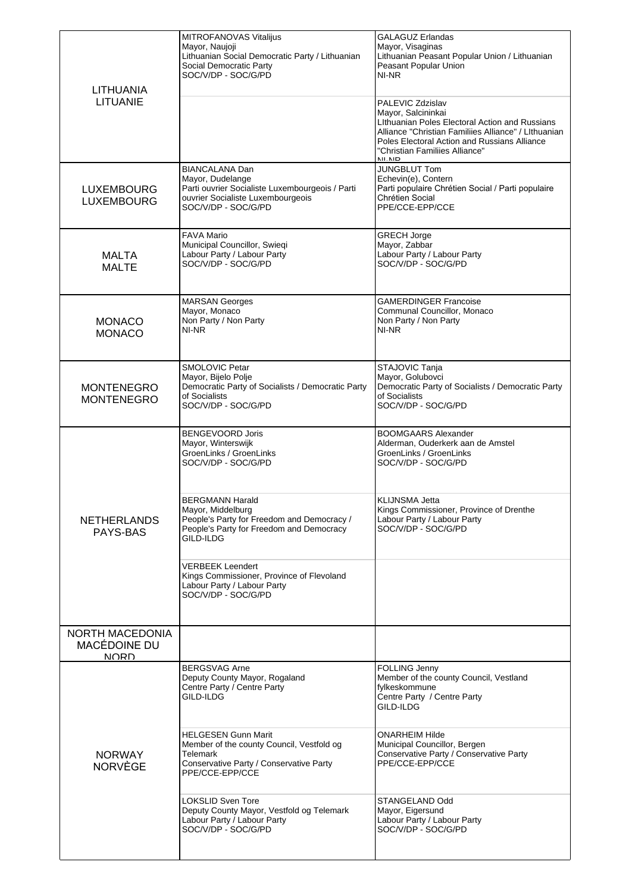| | | |
|---|---|---|
| LITHUANIA<br>LITUANIE | MITROFANOVAS Vitalijus<br>Mayor, Naujoji<br>Lithuanian Social Democratic Party / Lithuanian Social Democratic Party<br>SOC/V/DP - SOC/G/PD | GALAGUZ Erlandas<br>Mayor, Visaginas<br>Lithuanian Peasant Popular Union / Lithuanian Peasant Popular Union<br>NI-NR |
| | | PALEVIC Zdzislav<br>Mayor, Salcininkai<br>LIthuanian Poles Electoral Action and Russians Alliance "Christian Familiies Alliance" / LIthuanian Poles Electoral Action and Russians Alliance "Christian Familiies Alliance"<br>NI-NR |
| LUXEMBOURG<br>LUXEMBOURG | BIANCALANA Dan<br>Mayor, Dudelange<br>Parti ouvrier Socialiste Luxembourgeois / Parti ouvrier Socialiste Luxembourgeois<br>SOC/V/DP - SOC/G/PD | JUNGBLUT Tom<br>Echevin(e), Contern<br>Parti populaire Chrétien Social / Parti populaire Chrétien Social<br>PPE/CCE-EPP/CCE |
| MALTA<br>MALTE | FAVA Mario<br>Municipal Councillor, Swieqi<br>Labour Party / Labour Party<br>SOC/V/DP - SOC/G/PD | GRECH Jorge<br>Mayor, Zabbar<br>Labour Party / Labour Party<br>SOC/V/DP - SOC/G/PD |
| MONACO<br>MONACO | MARSAN Georges<br>Mayor, Monaco<br>Non Party / Non Party<br>NI-NR | GAMERDINGER Francoise<br>Communal Councillor, Monaco<br>Non Party / Non Party<br>NI-NR |
| MONTENEGRO<br>MONTENEGRO | SMOLOVIC Petar<br>Mayor, Bijelo Polje<br>Democratic Party of Socialists / Democratic Party of Socialists<br>SOC/V/DP - SOC/G/PD | STAJOVIC Tanja<br>Mayor, Golubovci<br>Democratic Party of Socialists / Democratic Party of Socialists<br>SOC/V/DP - SOC/G/PD |
| NETHERLANDS<br>PAYS-BAS | BENGEVOORD Joris<br>Mayor, Winterswijk<br>GroenLinks / GroenLinks<br>SOC/V/DP - SOC/G/PD | BOOMGAARS Alexander<br>Alderman, Ouderkerk aan de Amstel<br>GroenLinks / GroenLinks<br>SOC/V/DP - SOC/G/PD |
| | BERGMANN Harald<br>Mayor, Middelburg<br>People's Party for Freedom and Democracy / People's Party for Freedom and Democracy<br>GILD-ILDG | KLIJNSMA Jetta<br>Kings Commissioner, Province of Drenthe<br>Labour Party / Labour Party<br>SOC/V/DP - SOC/G/PD |
| | VERBEEK Leendert<br>Kings Commissioner, Province of Flevoland<br>Labour Party / Labour Party<br>SOC/V/DP - SOC/G/PD | |
| NORTH MACEDONIA<br>MACÉDOINE DU NORD | | |
| NORWAY<br>NORVÈGE | BERGSVAG Arne<br>Deputy County Mayor, Rogaland<br>Centre Party / Centre Party<br>GILD-ILDG | FOLLING Jenny<br>Member of the county Council, Vestland fylkeskommune<br>Centre Party / Centre Party<br>GILD-ILDG |
| | HELGESEN Gunn Marit<br>Member of the county Council, Vestfold og Telemark<br>Conservative Party / Conservative Party<br>PPE/CCE-EPP/CCE | ONARHEIM Hilde<br>Municipal Councillor, Bergen<br>Conservative Party / Conservative Party<br>PPE/CCE-EPP/CCE |
| | LOKSLID Sven Tore<br>Deputy County Mayor, Vestfold og Telemark<br>Labour Party / Labour Party<br>SOC/V/DP - SOC/G/PD | STANGELAND Odd<br>Mayor, Eigersund<br>Labour Party / Labour Party<br>SOC/V/DP - SOC/G/PD |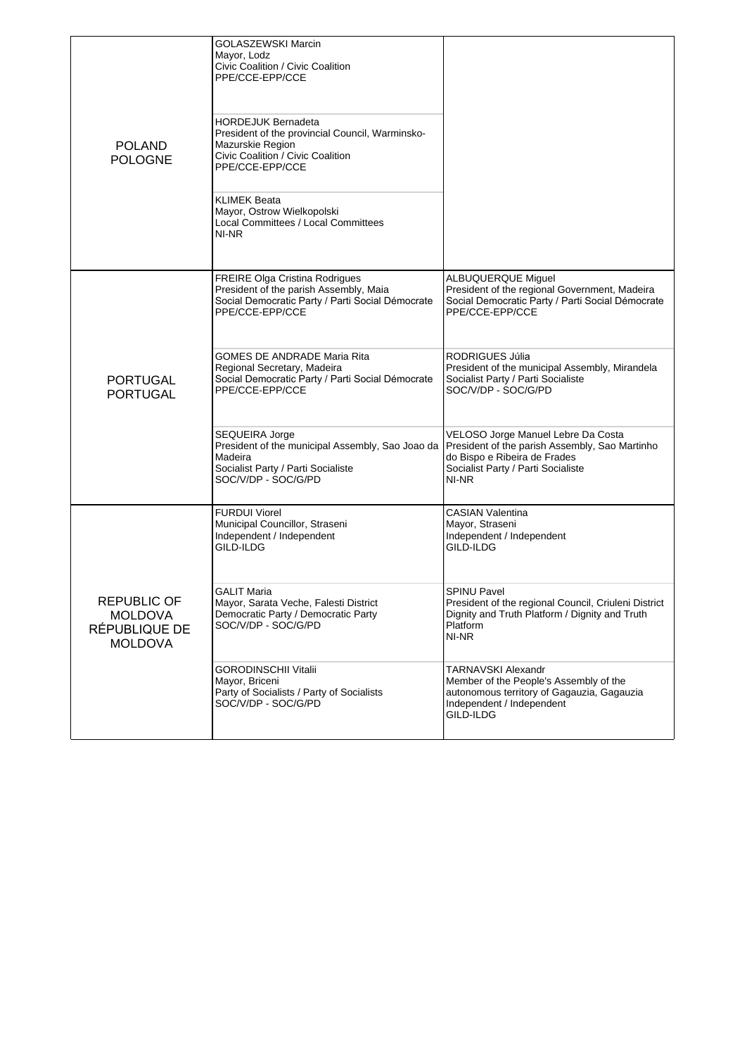| | | |
|---|---|---|
| POLAND<br>POLOGNE | GOLASZEWSKI Marcin<br>Mayor, Lodz<br>Civic Coalition / Civic Coalition<br>PPE/CCE-EPP/CCE | |
| | HORDEJUK Bernadeta<br>President of the provincial Council, Warminsko-Mazurskie Region<br>Civic Coalition / Civic Coalition<br>PPE/CCE-EPP/CCE | |
| | KLIMEK Beata<br>Mayor, Ostrow Wielkopolski<br>Local Committees / Local Committees<br>NI-NR | |
| PORTUGAL<br>PORTUGAL | FREIRE Olga Cristina Rodrigues<br>President of the parish Assembly, Maia<br>Social Democratic Party / Parti Social Démocrate<br>PPE/CCE-EPP/CCE | ALBUQUERQUE Miguel<br>President of the regional Government, Madeira<br>Social Democratic Party / Parti Social Démocrate<br>PPE/CCE-EPP/CCE |
| | GOMES DE ANDRADE Maria Rita<br>Regional Secretary, Madeira<br>Social Democratic Party / Parti Social Démocrate<br>PPE/CCE-EPP/CCE | RODRIGUES Júlia<br>President of the municipal Assembly, Mirandela<br>Socialist Party / Parti Socialiste<br>SOC/V/DP - SOC/G/PD |
| | SEQUEIRA Jorge<br>President of the municipal Assembly, Sao Joao da Madeira<br>Socialist Party / Parti Socialiste<br>SOC/V/DP - SOC/G/PD | VELOSO Jorge Manuel Lebre Da Costa<br>President of the parish Assembly, Sao Martinho do Bispo e Ribeira de Frades<br>Socialist Party / Parti Socialiste<br>NI-NR |
| REPUBLIC OF MOLDOVA<br>RÉPUBLIQUE DE MOLDOVA | FURDUI Viorel<br>Municipal Councillor, Straseni<br>Independent / Independent<br>GILD-ILDG | CASIAN Valentina<br>Mayor, Straseni<br>Independent / Independent<br>GILD-ILDG |
| | GALIT Maria<br>Mayor, Sarata Veche, Falesti District<br>Democratic Party / Democratic Party<br>SOC/V/DP - SOC/G/PD | SPINU Pavel<br>President of the regional Council, Criuleni District<br>Dignity and Truth Platform / Dignity and Truth Platform<br>NI-NR |
| | GORODINSCHII Vitalii<br>Mayor, Briceni<br>Party of Socialists / Party of Socialists<br>SOC/V/DP - SOC/G/PD | TARNAVSKI Alexandr<br>Member of the People's Assembly of the autonomous territory of Gagauzia, Gagauzia<br>Independent / Independent<br>GILD-ILDG |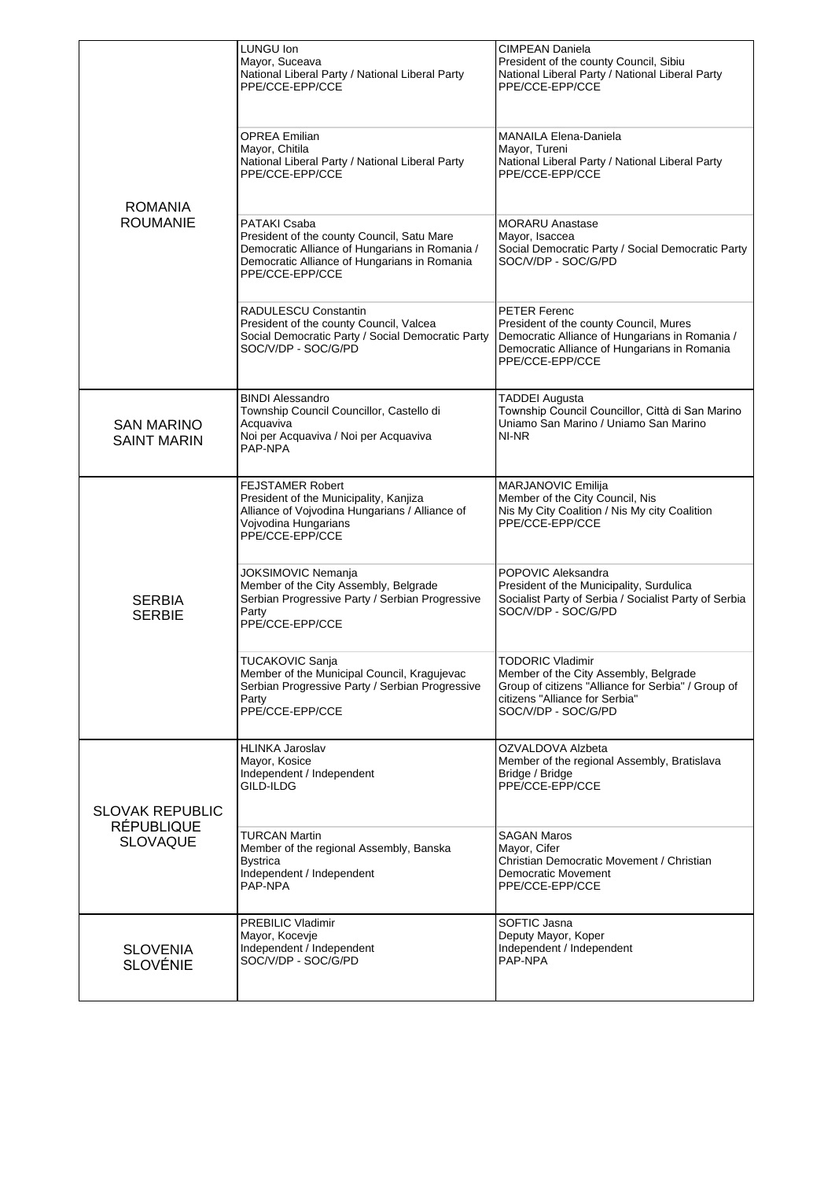| | | |
|---|---|---|
| ROMANIA<br>ROUMANIE | LUNGU Ion<br>Mayor, Suceava<br>National Liberal Party / National Liberal Party<br>PPE/CCE-EPP/CCE | CIMPEAN Daniela<br>President of the county Council, Sibiu<br>National Liberal Party / National Liberal Party<br>PPE/CCE-EPP/CCE |
| | OPREA Emilian<br>Mayor, Chitila<br>National Liberal Party / National Liberal Party<br>PPE/CCE-EPP/CCE | MANAILA Elena-Daniela<br>Mayor, Tureni<br>National Liberal Party / National Liberal Party<br>PPE/CCE-EPP/CCE |
| | PATAKI Csaba<br>President of the county Council, Satu Mare<br>Democratic Alliance of Hungarians in Romania / Democratic Alliance of Hungarians in Romania<br>PPE/CCE-EPP/CCE | MORARU Anastase<br>Mayor, Isaccea<br>Social Democratic Party / Social Democratic Party<br>SOC/V/DP - SOC/G/PD |
| | RADULESCU Constantin<br>President of the county Council, Valcea<br>Social Democratic Party / Social Democratic Party<br>SOC/V/DP - SOC/G/PD | PETER Ferenc<br>President of the county Council, Mures<br>Democratic Alliance of Hungarians in Romania / Democratic Alliance of Hungarians in Romania<br>PPE/CCE-EPP/CCE |
| SAN MARINO<br>SAINT MARIN | BINDI Alessandro<br>Township Council Councillor, Castello di Acquaviva<br>Noi per Acquaviva / Noi per Acquaviva<br>PAP-NPA | TADDEI Augusta<br>Township Council Councillor, Città di San Marino<br>Uniamo San Marino / Uniamo San Marino<br>NI-NR |
| SERBIA<br>SERBIE | FEJSTAMER Robert<br>President of the Municipality, Kanjiza<br>Alliance of Vojvodina Hungarians / Alliance of Vojvodina Hungarians<br>PPE/CCE-EPP/CCE | MARJANOVIC Emilija<br>Member of the City Council, Nis<br>Nis My City Coalition / Nis My city Coalition<br>PPE/CCE-EPP/CCE |
| | JOKSIMOVIC Nemanja<br>Member of the City Assembly, Belgrade<br>Serbian Progressive Party / Serbian Progressive Party<br>PPE/CCE-EPP/CCE | POPOVIC Aleksandra<br>President of the Municipality, Surdulica<br>Socialist Party of Serbia / Socialist Party of Serbia<br>SOC/V/DP - SOC/G/PD |
| | TUCAKOVIC Sanja<br>Member of the Municipal Council, Kragujevac<br>Serbian Progressive Party / Serbian Progressive Party<br>PPE/CCE-EPP/CCE | TODORIC Vladimir<br>Member of the City Assembly, Belgrade<br>Group of citizens "Alliance for Serbia" / Group of citizens "Alliance for Serbia"<br>SOC/V/DP - SOC/G/PD |
| SLOVAK REPUBLIC<br>RÉPUBLIQUE SLOVAQUE | HLINKA Jaroslav<br>Mayor, Kosice<br>Independent / Independent<br>GILD-ILDG | OZVALDOVA Alzbeta<br>Member of the regional Assembly, Bratislava<br>Bridge / Bridge<br>PPE/CCE-EPP/CCE |
| | TURCAN Martin<br>Member of the regional Assembly, Banska Bystrica<br>Independent / Independent<br>PAP-NPA | SAGAN Maros<br>Mayor, Cifer<br>Christian Democratic Movement / Christian Democratic Movement<br>PPE/CCE-EPP/CCE |
| SLOVENIA<br>SLOVÉNIE | PREBILIC Vladimir<br>Mayor, Kocevje<br>Independent / Independent<br>SOC/V/DP - SOC/G/PD | SOFTIC Jasna<br>Deputy Mayor, Koper<br>Independent / Independent<br>PAP-NPA |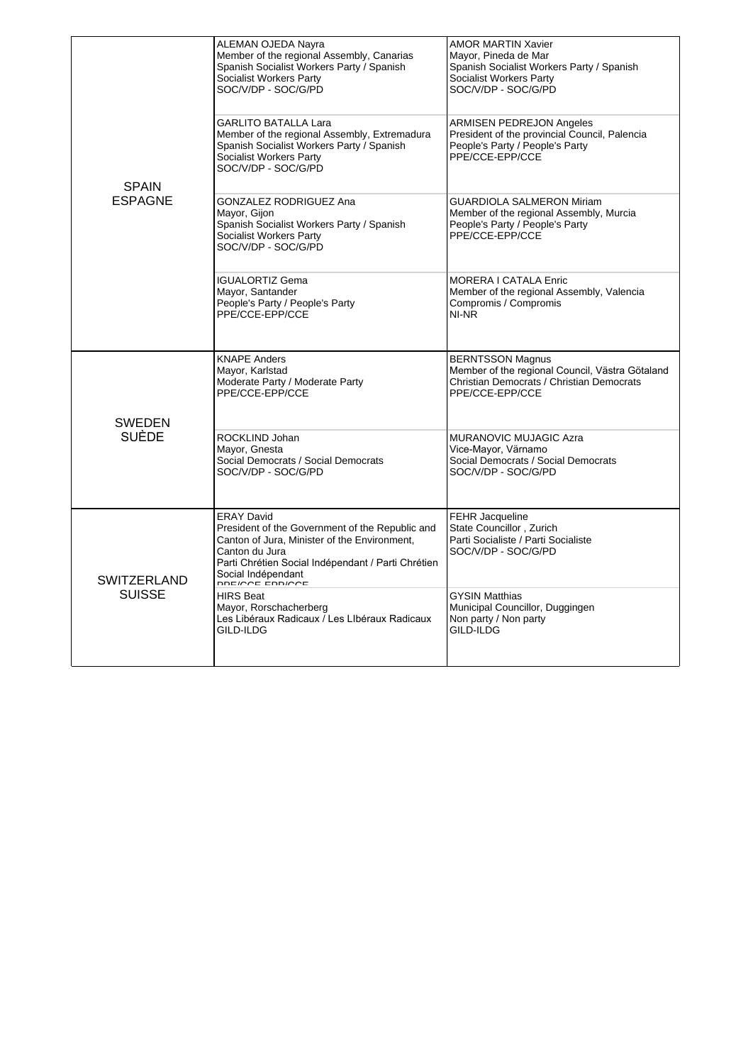| Country | Member | Alternate |
|---|---|---|
| SPAIN<br>ESPAGNE | ALEMAN OJEDA Nayra<br>Member of the regional Assembly, Canarias<br>Spanish Socialist Workers Party / Spanish Socialist Workers Party<br>SOC/V/DP - SOC/G/PD | AMOR MARTIN Xavier<br>Mayor, Pineda de Mar<br>Spanish Socialist Workers Party / Spanish Socialist Workers Party<br>SOC/V/DP - SOC/G/PD |
| | GARLITO BATALLA Lara<br>Member of the regional Assembly, Extremadura<br>Spanish Socialist Workers Party / Spanish Socialist Workers Party<br>SOC/V/DP - SOC/G/PD | ARMISEN PEDREJON Angeles<br>President of the provincial Council, Palencia<br>People's Party / People's Party<br>PPE/CCE-EPP/CCE |
| | GONZALEZ RODRIGUEZ Ana<br>Mayor, Gijon<br>Spanish Socialist Workers Party / Spanish Socialist Workers Party<br>SOC/V/DP - SOC/G/PD | GUARDIOLA SALMERON Miriam<br>Member of the regional Assembly, Murcia<br>People's Party / People's Party<br>PPE/CCE-EPP/CCE |
| | IGUALORTIZ Gema<br>Mayor, Santander<br>People's Party / People's Party<br>PPE/CCE-EPP/CCE | MORERA I CATALA Enric<br>Member of the regional Assembly, Valencia<br>Compromis / Compromis<br>NI-NR |
| SWEDEN<br>SUÈDE | KNAPE Anders<br>Mayor, Karlstad<br>Moderate Party / Moderate Party<br>PPE/CCE-EPP/CCE | BERNTSSON Magnus<br>Member of the regional Council, Västra Götaland<br>Christian Democrats / Christian Democrats<br>PPE/CCE-EPP/CCE |
| | ROCKLIND Johan<br>Mayor, Gnesta<br>Social Democrats / Social Democrats<br>SOC/V/DP - SOC/G/PD | MURANOVIC MUJAGIC Azra<br>Vice-Mayor, Värnamo<br>Social Democrats / Social Democrats<br>SOC/V/DP - SOC/G/PD |
| SWITZERLAND<br>SUISSE | ERAY David<br>President of the Government of the Republic and Canton of Jura, Minister of the Environment, Canton du Jura<br>Parti Chrétien Social Indépendant / Parti Chrétien Social Indépendant<br>PPE/CCE-EPP/CCE | FEHR Jacqueline<br>State Councillor , Zurich<br>Parti Socialiste / Parti Socialiste<br>SOC/V/DP - SOC/G/PD |
| | HIRS Beat<br>Mayor, Rorschacherberg<br>Les Libéraux Radicaux / Les LIbéraux Radicaux<br>GILD-ILDG | GYSIN Matthias<br>Municipal Councillor, Duggingen<br>Non party / Non party<br>GILD-ILDG |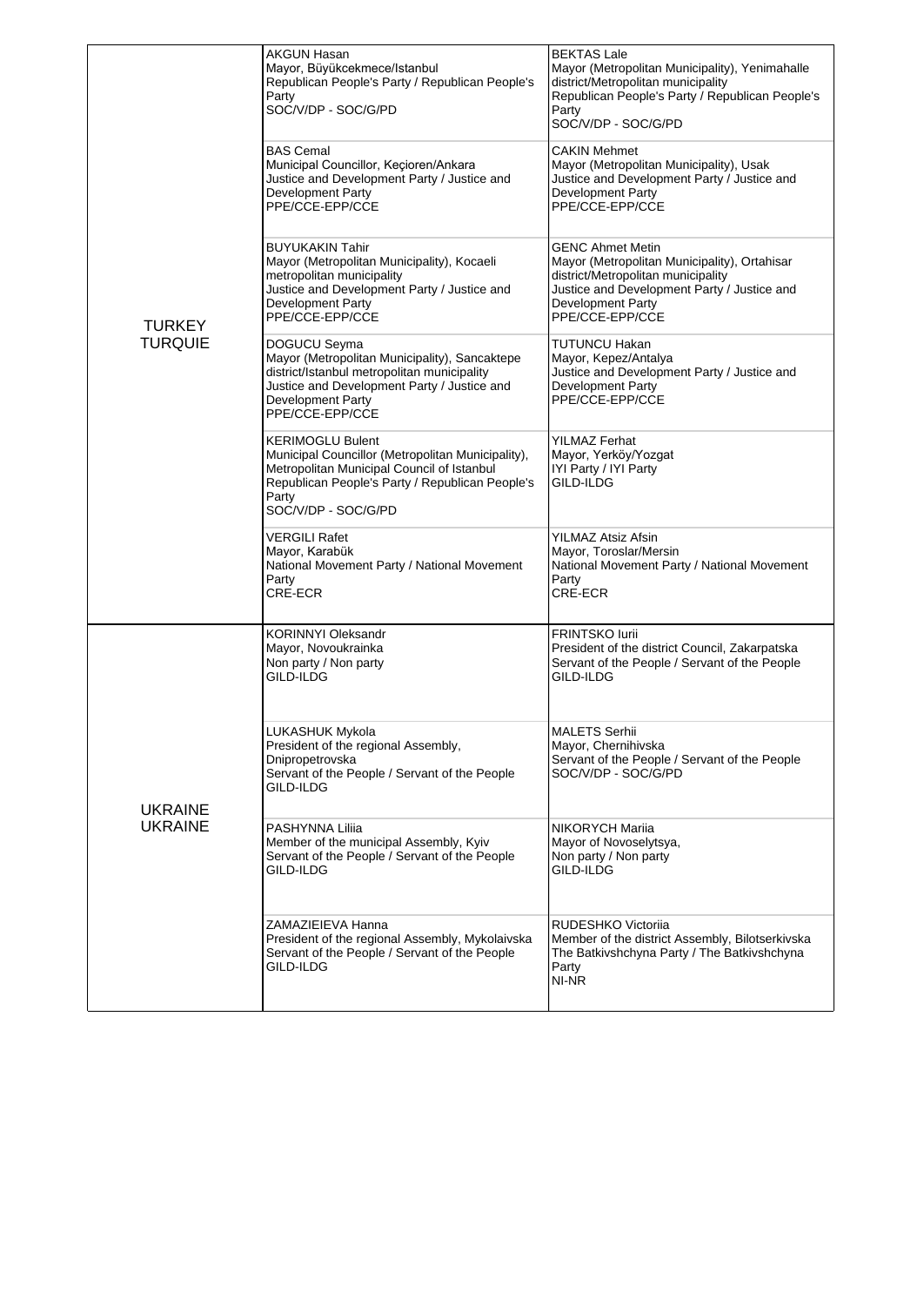| | | |
|---|---|---|
| TURKEY<br>TURQUIE | AKGUN Hasan<br>Mayor, Büyükcekmece/Istanbul<br>Republican People's Party / Republican People's Party<br>SOC/V/DP - SOC/G/PD | BEKTAS Lale<br>Mayor (Metropolitan Municipality), Yenimahalle district/Metropolitan municipality<br>Republican People's Party / Republican People's Party<br>SOC/V/DP - SOC/G/PD |
| | BAS Cemal<br>Municipal Councillor, Keçioren/Ankara<br>Justice and Development Party / Justice and Development Party<br>PPE/CCE-EPP/CCE | CAKIN Mehmet<br>Mayor (Metropolitan Municipality), Usak<br>Justice and Development Party / Justice and Development Party<br>PPE/CCE-EPP/CCE |
| | BUYUKAKIN Tahir<br>Mayor (Metropolitan Municipality), Kocaeli metropolitan municipality<br>Justice and Development Party / Justice and Development Party<br>PPE/CCE-EPP/CCE | GENC Ahmet Metin<br>Mayor (Metropolitan Municipality), Ortahisar district/Metropolitan municipality<br>Justice and Development Party / Justice and Development Party<br>PPE/CCE-EPP/CCE |
| | DOGUCU Seyma<br>Mayor (Metropolitan Municipality), Sancaktepe district/Istanbul metropolitan municipality<br>Justice and Development Party / Justice and Development Party<br>PPE/CCE-EPP/CCE | TUTUNCU Hakan<br>Mayor, Kepez/Antalya<br>Justice and Development Party / Justice and Development Party<br>PPE/CCE-EPP/CCE |
| | KERIMOGLU Bulent<br>Municipal Councillor (Metropolitan Municipality), Metropolitan Municipal Council of Istanbul<br>Republican People's Party / Republican People's Party<br>SOC/V/DP - SOC/G/PD | YILMAZ Ferhat<br>Mayor, Yerköy/Yozgat<br>IYI Party / IYI Party<br>GILD-ILDG |
| | VERGILI Rafet<br>Mayor, Karabük<br>National Movement Party / National Movement Party<br>CRE-ECR | YILMAZ Atsiz Afsin<br>Mayor, Toroslar/Mersin<br>National Movement Party / National Movement Party<br>CRE-ECR |
| UKRAINE<br>UKRAINE | KORINNYI Oleksandr<br>Mayor, Novoukrainka<br>Non party / Non party<br>GILD-ILDG | FRINTSKO Iurii<br>President of the district Council, Zakarpatska<br>Servant of the People / Servant of the People<br>GILD-ILDG |
| | LUKASHUK Mykola<br>President of the regional Assembly, Dnipropetrovska<br>Servant of the People / Servant of the People<br>GILD-ILDG | MALETS Serhii<br>Mayor, Chernihivska<br>Servant of the People / Servant of the People<br>SOC/V/DP - SOC/G/PD |
| | PASHYNNA Liliia<br>Member of the municipal Assembly, Kyiv<br>Servant of the People / Servant of the People<br>GILD-ILDG | NIKORYCH Mariia<br>Mayor of Novoselytsya,<br>Non party / Non party<br>GILD-ILDG |
| | ZAMAZIEIEVA Hanna<br>President of the regional Assembly, Mykolaivska<br>Servant of the People / Servant of the People<br>GILD-ILDG | RUDESHKO Victoriia<br>Member of the district Assembly, Bilotserkivska<br>The Batkivshchyna Party / The Batkivshchyna Party<br>NI-NR |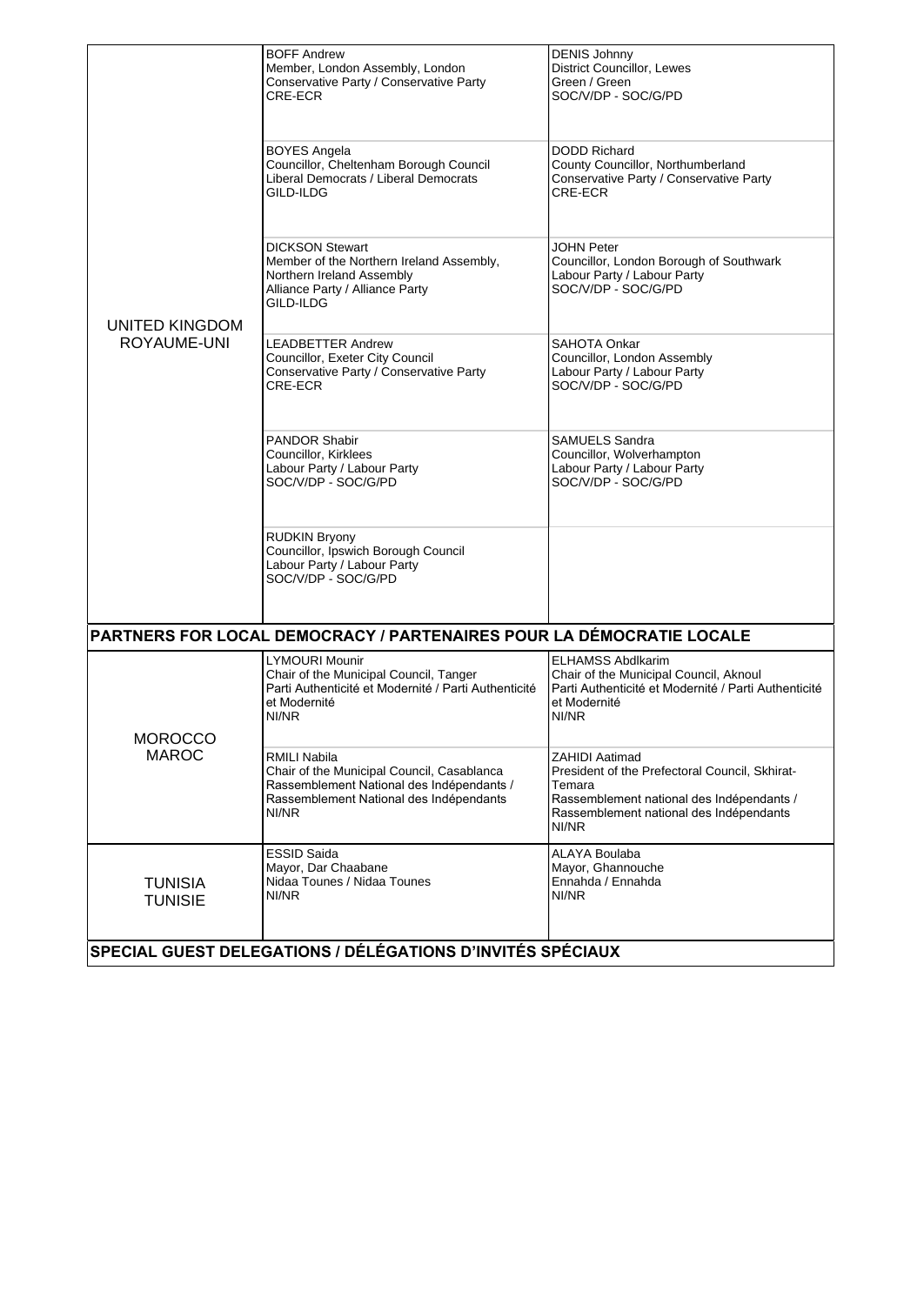| | | |
|---|---|---|
| UNITED KINGDOM<br>ROYAUME-UNI | BOFF Andrew<br>Member, London Assembly, London<br>Conservative Party / Conservative Party<br>CRE-ECR | DENIS Johnny<br>District Councillor, Lewes<br>Green / Green<br>SOC/V/DP - SOC/G/PD |
| | BOYES Angela<br>Councillor, Cheltenham Borough Council<br>Liberal Democrats / Liberal Democrats<br>GILD-ILDG | DODD Richard<br>County Councillor, Northumberland<br>Conservative Party / Conservative Party<br>CRE-ECR |
| | DICKSON Stewart<br>Member of the Northern Ireland Assembly,<br>Northern Ireland Assembly<br>Alliance Party / Alliance Party<br>GILD-ILDG | JOHN Peter<br>Councillor, London Borough of Southwark<br>Labour Party / Labour Party<br>SOC/V/DP - SOC/G/PD |
| | LEADBETTER Andrew<br>Councillor, Exeter City Council<br>Conservative Party / Conservative Party<br>CRE-ECR | SAHOTA Onkar<br>Councillor, London Assembly<br>Labour Party / Labour Party<br>SOC/V/DP - SOC/G/PD |
| | PANDOR Shabir<br>Councillor, Kirklees<br>Labour Party / Labour Party<br>SOC/V/DP - SOC/G/PD | SAMUELS Sandra<br>Councillor, Wolverhampton<br>Labour Party / Labour Party<br>SOC/V/DP - SOC/G/PD |
| | RUDKIN Bryony<br>Councillor, Ipswich Borough Council<br>Labour Party / Labour Party<br>SOC/V/DP - SOC/G/PD | |
| **PARTNERS FOR LOCAL DEMOCRACY / PARTENAIRES POUR LA DÉMOCRATIE LOCALE** | | |
| MOROCCO<br>MAROC | LYMOURI Mounir<br>Chair of the Municipal Council, Tanger<br>Parti Authenticité et Modernité / Parti Authenticité et Modernité<br>NI/NR | ELHAMSS Abdlkarim<br>Chair of the Municipal Council, Aknoul<br>Parti Authenticité et Modernité / Parti Authenticité et Modernité<br>NI/NR |
| | RMILI Nabila<br>Chair of the Municipal Council, Casablanca<br>Rassemblement National des Indépendants /<br>Rassemblement National des Indépendants<br>NI/NR | ZAHIDI Aatimad<br>President of the Prefectoral Council, Skhirat-Temara<br>Rassemblement national des Indépendants /<br>Rassemblement national des Indépendants<br>NI/NR |
| TUNISIA<br>TUNISIE | ESSID Saida<br>Mayor, Dar Chaabane<br>Nidaa Tounes / Nidaa Tounes<br>NI/NR | ALAYA Boulaba<br>Mayor, Ghannouche<br>Ennahda / Ennahda<br>NI/NR |
| **SPECIAL GUEST DELEGATIONS / DÉLÉGATIONS D'INVITÉS SPÉCIAUX** | | |